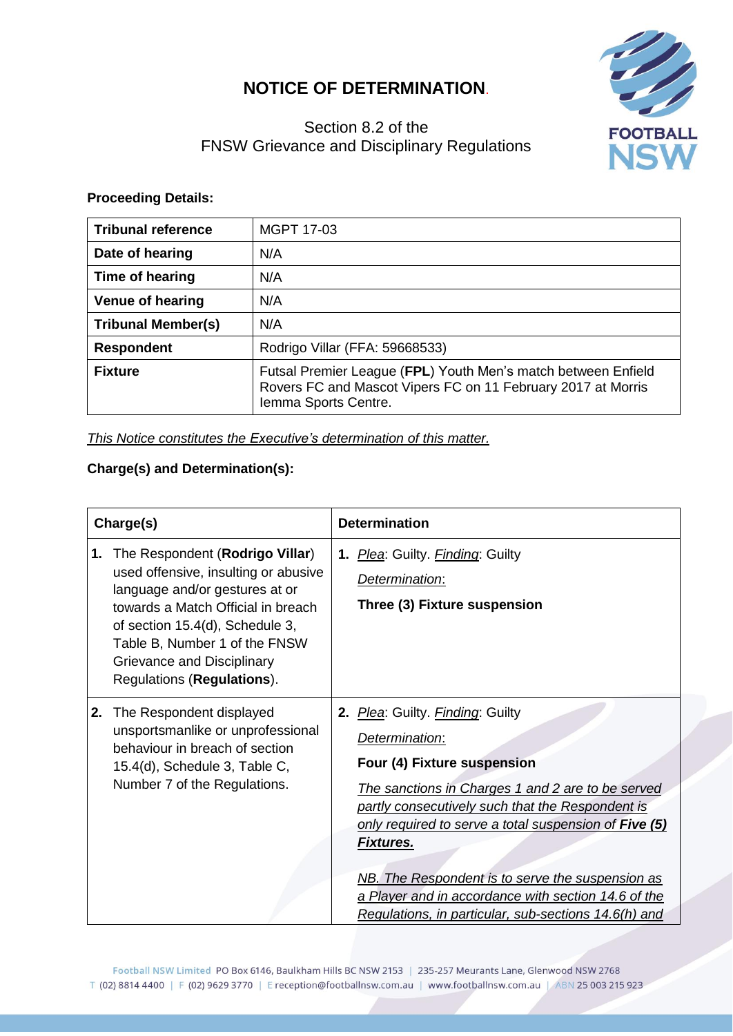# NOTICE OF DETERMINATION.

Section 8.2 of the
FNSW Grievance and Disciplinary Regulations

**Proceeding Details:**

| **Tribunal reference** | MGPT 17-03 |
|---|---|
| **Date of hearing** | N/A |
| **Time of hearing** | N/A |
| **Venue of hearing** | N/A |
| **Tribunal Member(s)** | N/A |
| **Respondent** | Rodrigo Villar (FFA: 59668533) |
| **Fixture** | Futsal Premier League (**FPL**) Youth Men's match between Enfield Rovers FC and Mascot Vipers FC on 11 February 2017 at Morris Iemma Sports Centre. |

*This Notice constitutes the Executive's determination of this matter.*

**Charge(s) and Determination(s):**

| **Charge(s)** | **Determination** |
|---|---|
| **1.** The Respondent (**Rodrigo Villar**) used offensive, insulting or abusive language and/or gestures at or towards a Match Official in breach of section 15.4(d), Schedule 3, Table B, Number 1 of the FNSW Grievance and Disciplinary Regulations (**Regulations**). | **1.** *Plea*: Guilty. *Finding*: Guilty<br><br>*Determination*:<br><br>**Three (3) Fixture suspension** |
| **2.** The Respondent displayed unsportsmanlike or unprofessional behaviour in breach of section 15.4(d), Schedule 3, Table C, Number 7 of the Regulations. | **2.** *Plea*: Guilty. *Finding*: Guilty<br><br>*Determination*:<br><br>**Four (4) Fixture suspension**<br><br>*The sanctions in Charges 1 and 2 are to be served partly consecutively such that the Respondent is only required to serve a total suspension of **Five (5) Fixtures.***<br><br>*NB. The Respondent is to serve the suspension as a Player and in accordance with section 14.6 of the Regulations, in particular, sub-sections 14.6(h) and* |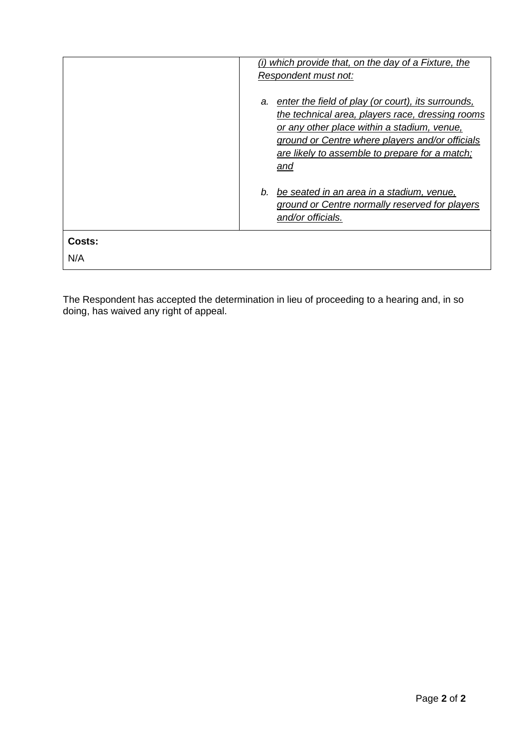| | |
|---|---|
| | *(i) which provide that, on the day of a Fixture, the Respondent must not:*<br><br>a. *enter the field of play (or court), its surrounds, the technical area, players race, dressing rooms or any other place within a stadium, venue, ground or Centre where players and/or officials are likely to assemble to prepare for a match; and*<br><br>b. *be seated in an area in a stadium, venue, ground or Centre normally reserved for players and/or officials.* |
| **Costs:**<br><br>N/A | |

The Respondent has accepted the determination in lieu of proceeding to a hearing and, in so doing, has waived any right of appeal.